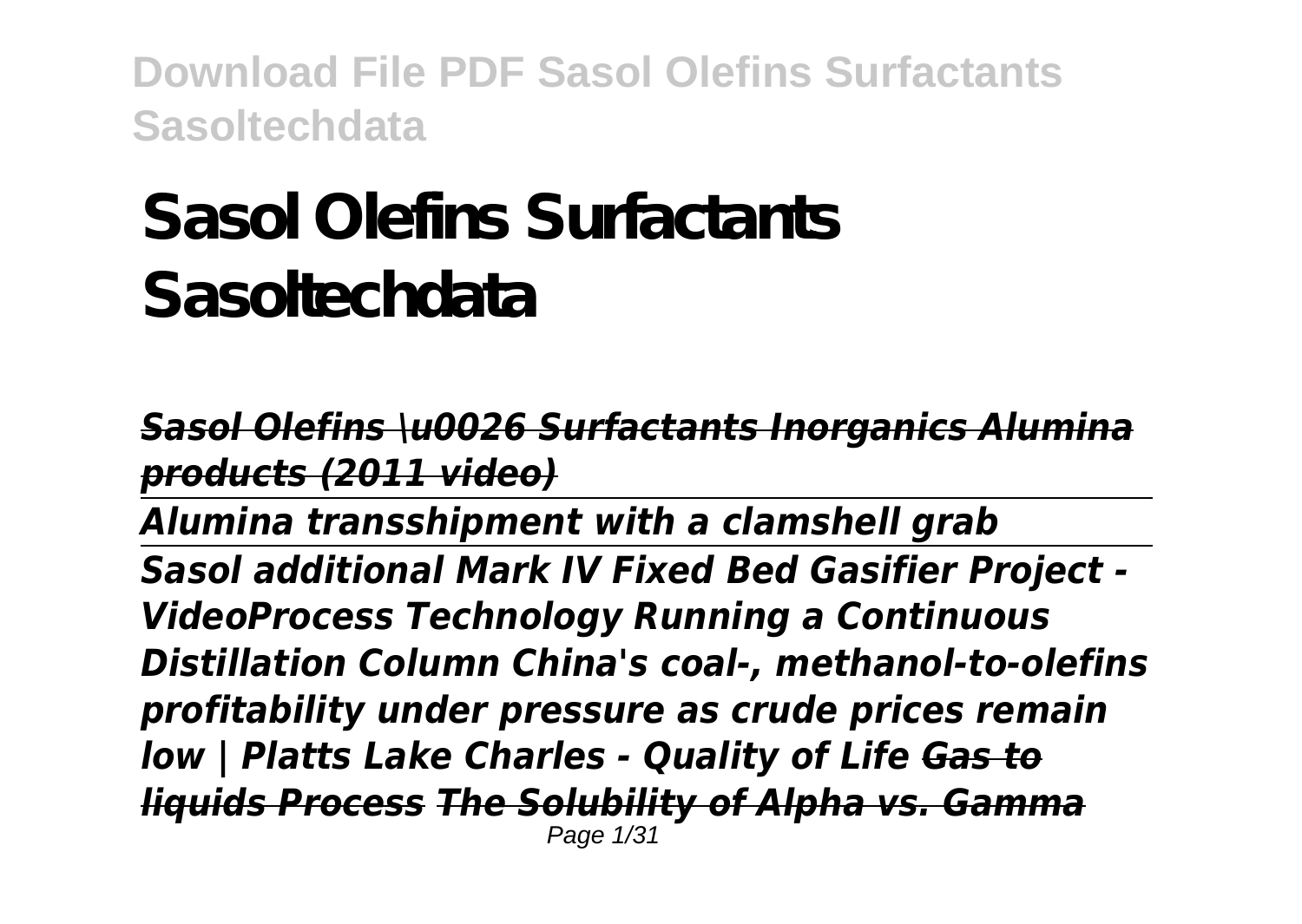# Sasol Olefins Surfactants Sasoltechdata

~~*Sasol Olefins \u0026 Surfactants Inorganics Alumina products (2011 video)*~~

*Alumina transshipment with a clamshell grab*

*Sasol additional Mark IV Fixed Bed Gasifier Project - VideoProcess Technology Running a Continuous Distillation Column China's coal-, methanol-to-olefins profitability under pressure as crude prices remain low | Platts Lake Charles - Quality of Life* ~~*Gas to liquids Process*~~ ~~*The Solubility of Alpha vs. Gamma*~~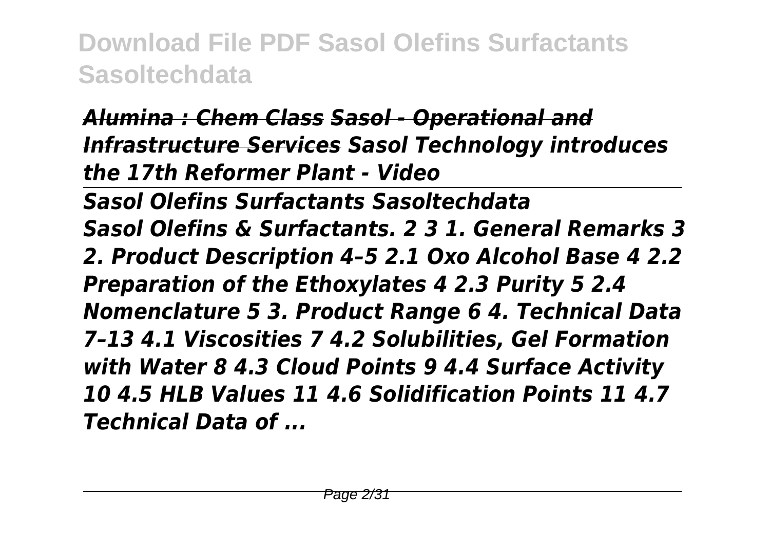*Alumina : Chem Class Sasol - Operational and Infrastructure Services Sasol Technology introduces the 17th Reformer Plant - Video*

---

*Sasol Olefins Surfactants Sasoltechdata*

*Sasol Olefins & Surfactants. 2 3 1. General Remarks 3 2. Product Description 4–5 2.1 Oxo Alcohol Base 4 2.2 Preparation of the Ethoxylates 4 2.3 Purity 5 2.4 Nomenclature 5 3. Product Range 6 4. Technical Data 7–13 4.1 Viscosities 7 4.2 Solubilities, Gel Formation with Water 8 4.3 Cloud Points 9 4.4 Surface Activity 10 4.5 HLB Values 11 4.6 Solidification Points 11 4.7 Technical Data of ...*

---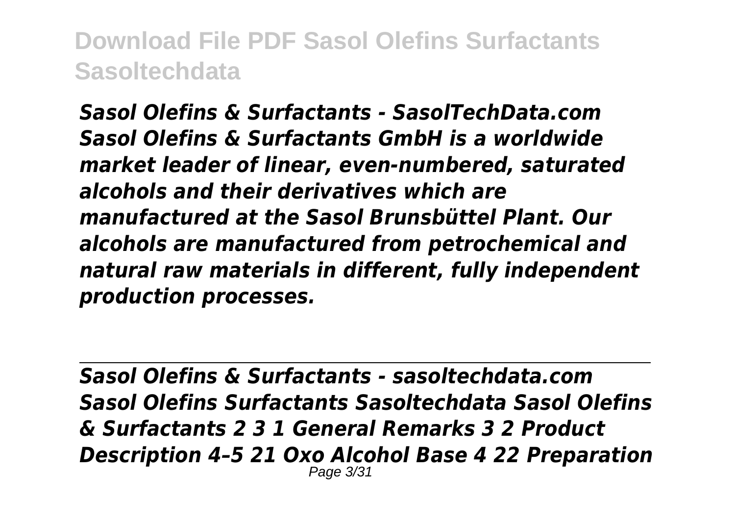*Sasol Olefins & Surfactants - SasolTechData.com Sasol Olefins & Surfactants GmbH is a worldwide market leader of linear, even-numbered, saturated alcohols and their derivatives which are manufactured at the Sasol Brunsbüttel Plant. Our alcohols are manufactured from petrochemical and natural raw materials in different, fully independent production processes.*

---

## *Sasol Olefins & Surfactants - sasoltechdata.com*

*Sasol Olefins Surfactants Sasoltechdata Sasol Olefins & Surfactants 2 3 1 General Remarks 3 2 Product Description 4–5 21 Oxo Alcohol Base 4 22 Preparation*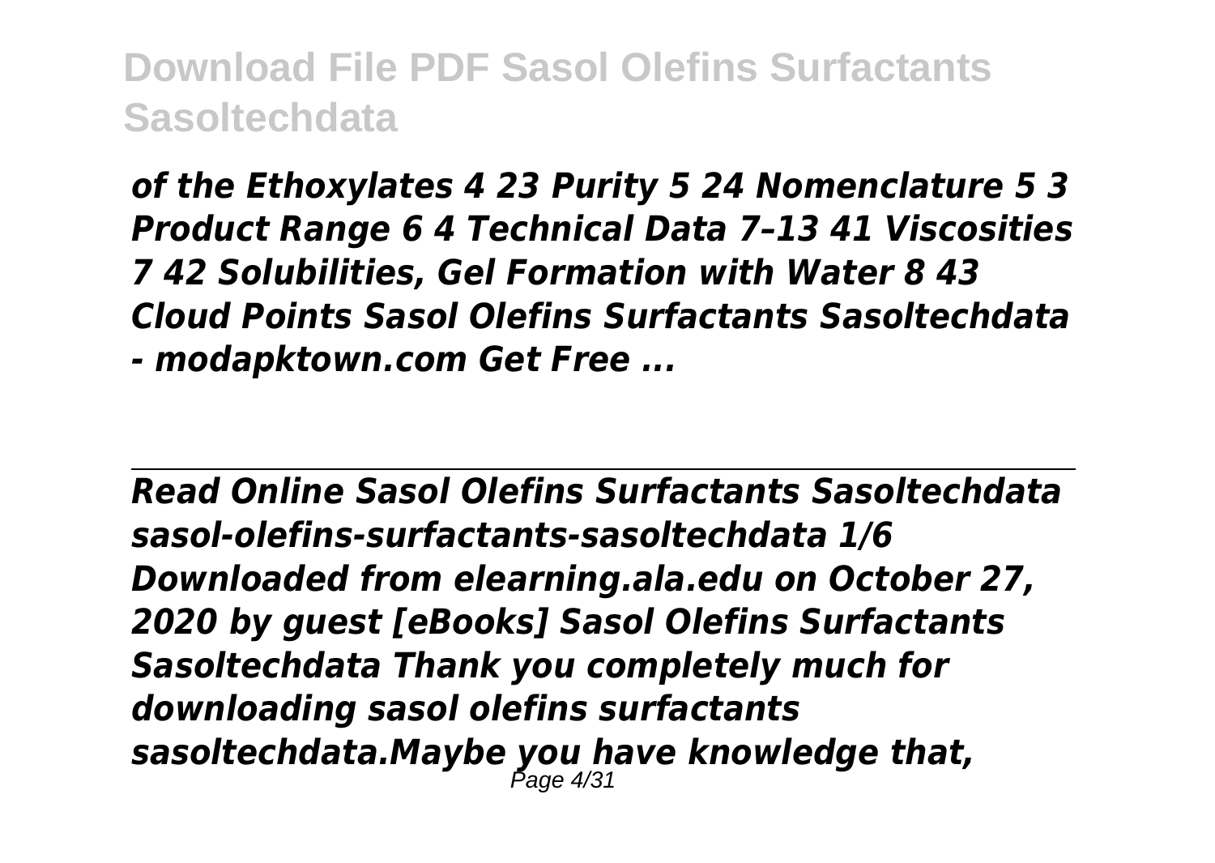*of the Ethoxylates 4 23 Purity 5 24 Nomenclature 5 3 Product Range 6 4 Technical Data 7–13 41 Viscosities 7 42 Solubilities, Gel Formation with Water 8 43 Cloud Points Sasol Olefins Surfactants Sasoltechdata - modapktown.com Get Free ...*

---

*Read Online Sasol Olefins Surfactants Sasoltechdata*

*sasol-olefins-surfactants-sasoltechdata 1/6 Downloaded from elearning.ala.edu on October 27, 2020 by guest [eBooks] Sasol Olefins Surfactants Sasoltechdata Thank you completely much for downloading sasol olefins surfactants sasoltechdata.Maybe you have knowledge that,*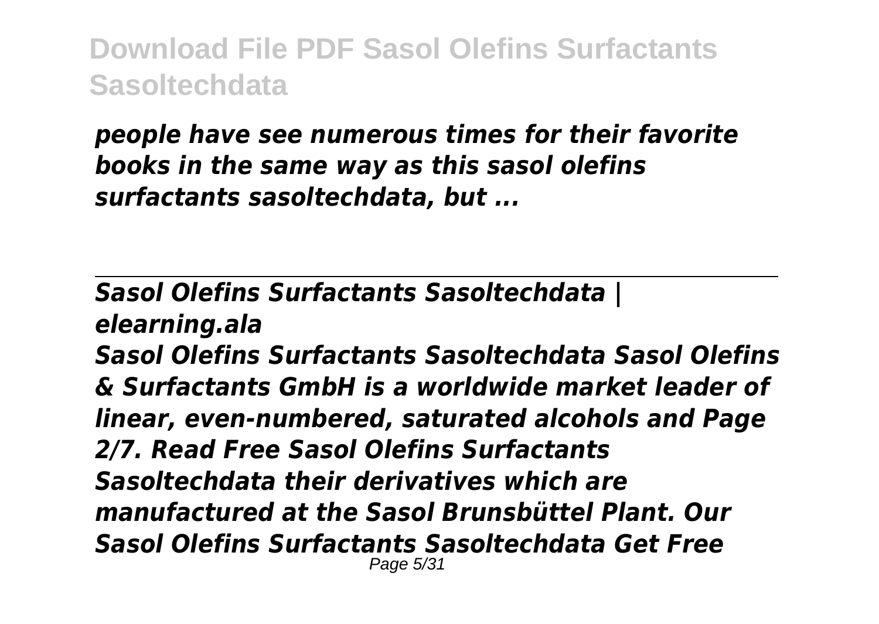*people have see numerous times for their favorite books in the same way as this sasol olefins surfactants sasoltechdata, but ...*

---

*Sasol Olefins Surfactants Sasoltechdata | elearning.ala*

*Sasol Olefins Surfactants Sasoltechdata Sasol Olefins & Surfactants GmbH is a worldwide market leader of linear, even-numbered, saturated alcohols and Page 2/7. Read Free Sasol Olefins Surfactants Sasoltechdata their derivatives which are manufactured at the Sasol Brunsbüttel Plant. Our Sasol Olefins Surfactants Sasoltechdata Get Free*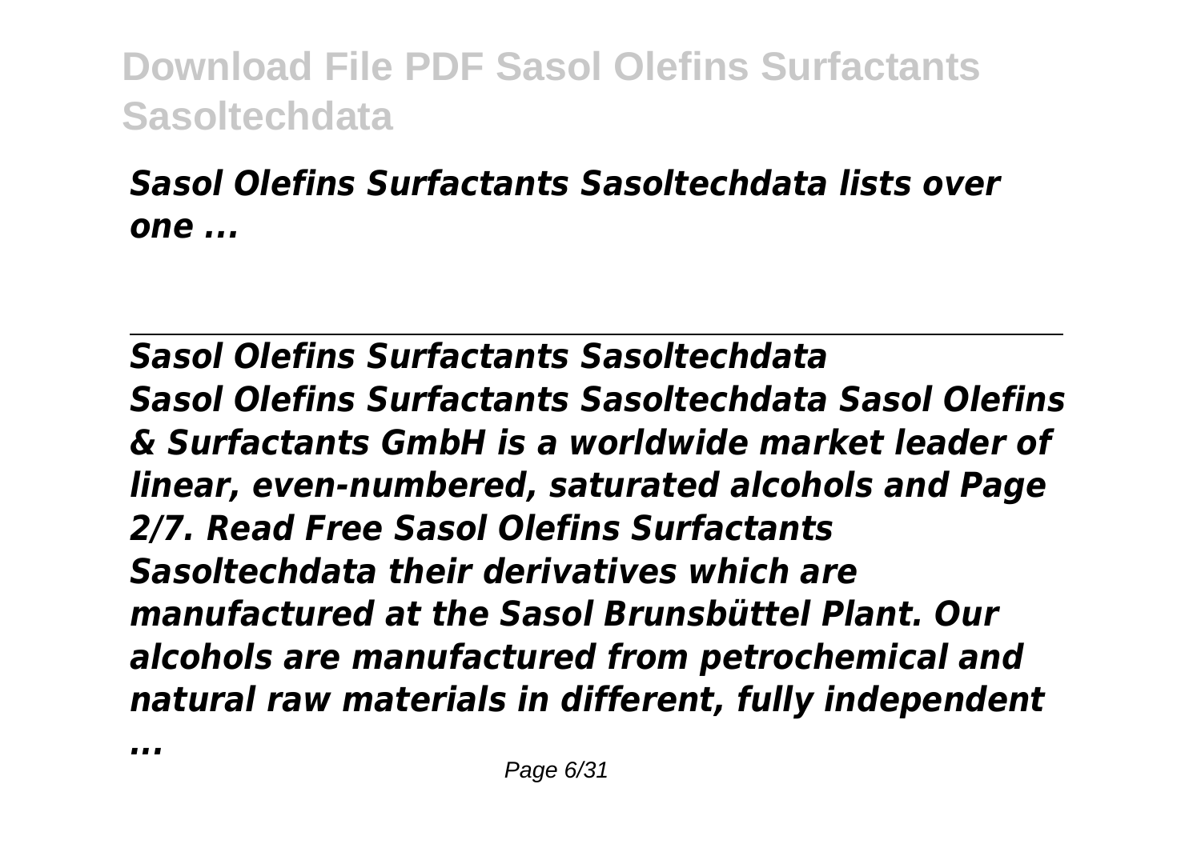*Sasol Olefins Surfactants Sasoltechdata lists over one ...*

---

## *Sasol Olefins Surfactants Sasoltechdata*

*Sasol Olefins Surfactants Sasoltechdata Sasol Olefins & Surfactants GmbH is a worldwide market leader of linear, even-numbered, saturated alcohols and Page 2/7. Read Free Sasol Olefins Surfactants Sasoltechdata their derivatives which are manufactured at the Sasol Brunsbüttel Plant. Our alcohols are manufactured from petrochemical and natural raw materials in different, fully independent ...*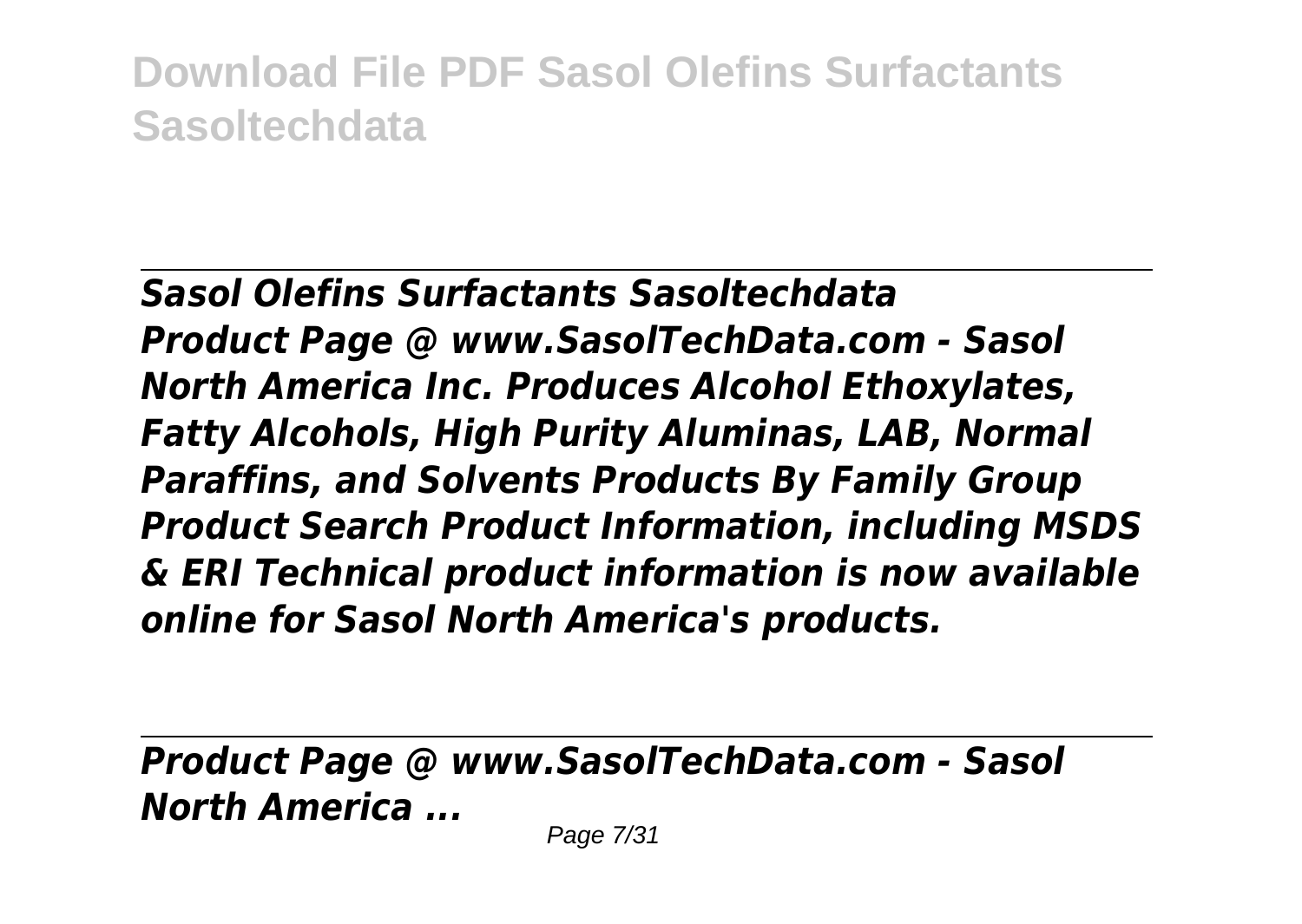*Sasol Olefins Surfactants Sasoltechdata*

***Product Page @ www.SasolTechData.com - Sasol North America Inc. Produces Alcohol Ethoxylates, Fatty Alcohols, High Purity Aluminas, LAB, Normal Paraffins, and Solvents Products By Family Group Product Search Product Information, including MSDS & ERI Technical product information is now available online for Sasol North America's products.***

*Product Page @ www.SasolTechData.com - Sasol North America ...*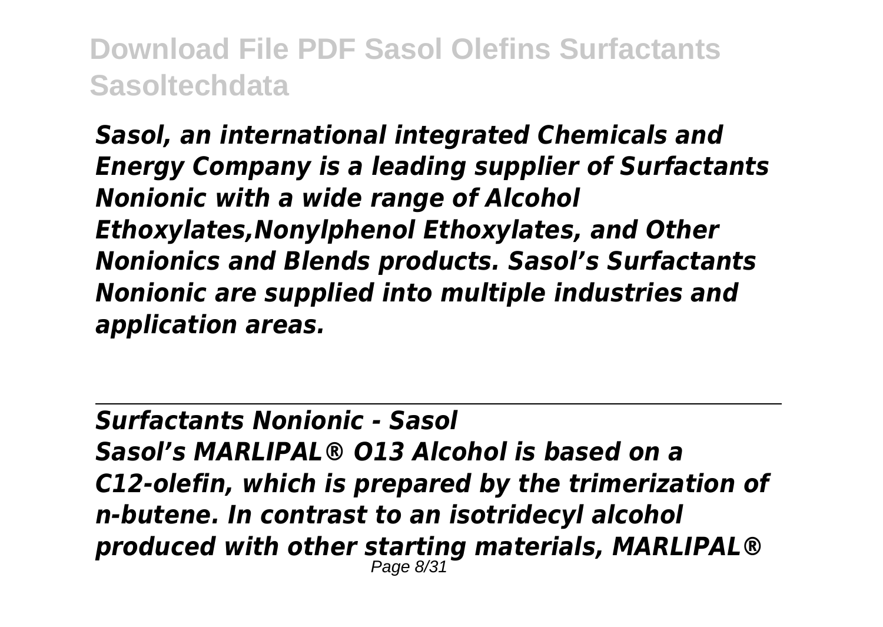*Sasol, an international integrated Chemicals and Energy Company is a leading supplier of Surfactants Nonionic with a wide range of Alcohol Ethoxylates,Nonylphenol Ethoxylates, and Other Nonionics and Blends products. Sasol's Surfactants Nonionic are supplied into multiple industries and application areas.*

## *Surfactants Nonionic - Sasol*

*Sasol's MARLIPAL® O13 Alcohol is based on a C12-olefin, which is prepared by the trimerization of n-butene. In contrast to an isotridecyl alcohol produced with other starting materials, MARLIPAL®*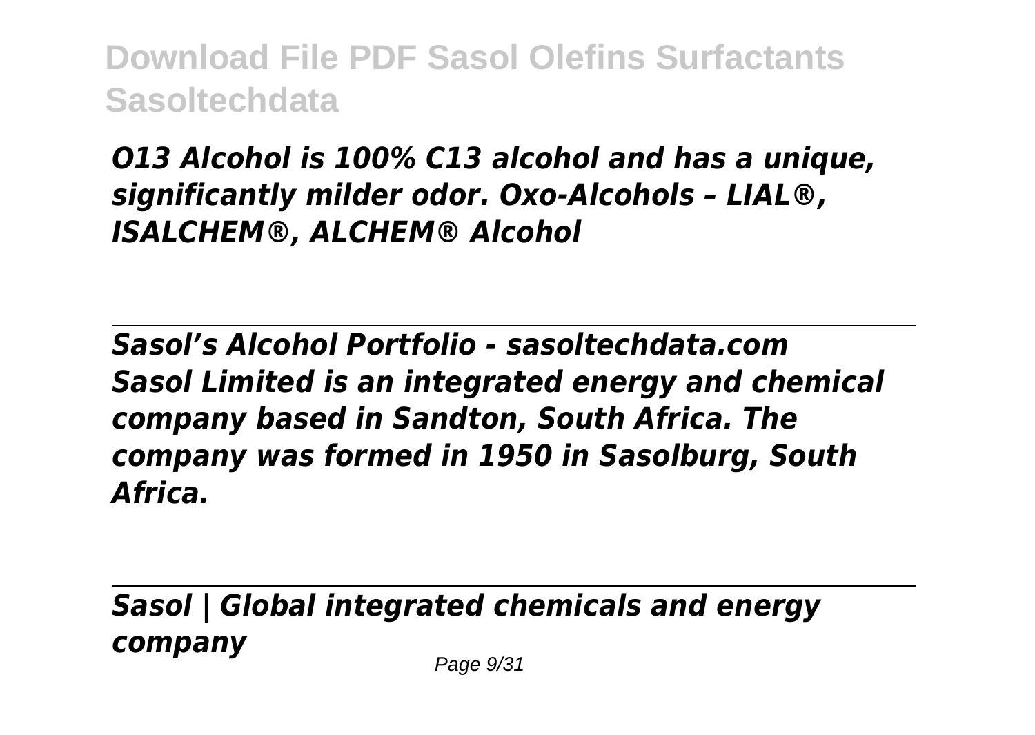*O13 Alcohol is 100% C13 alcohol and has a unique, significantly milder odor. Oxo-Alcohols – LIAL®, ISALCHEM®, ALCHEM® Alcohol*

---

## *Sasol's Alcohol Portfolio - sasoltechdata.com*

*Sasol Limited is an integrated energy and chemical company based in Sandton, South Africa. The company was formed in 1950 in Sasolburg, South Africa.*

---

## *Sasol | Global integrated chemicals and energy company*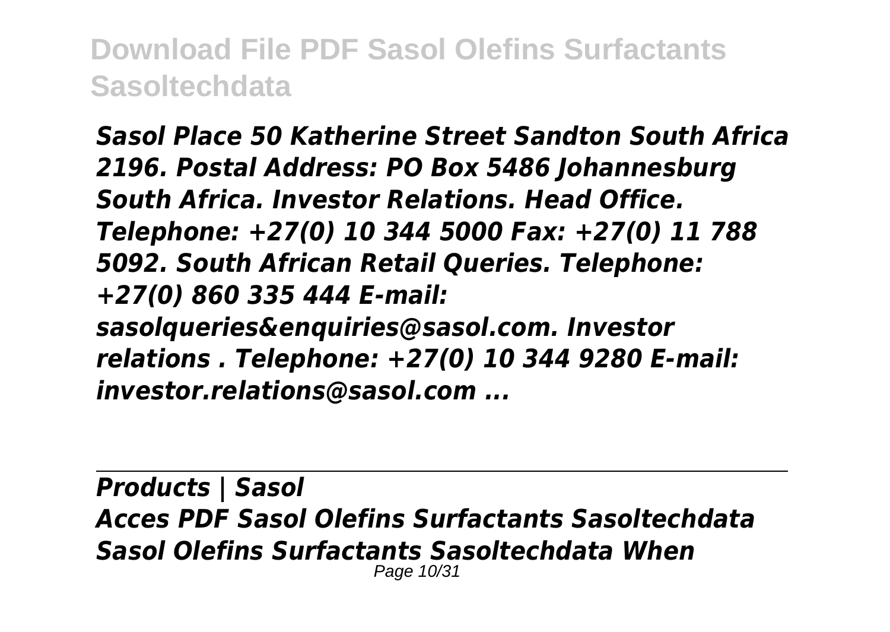*Sasol Place 50 Katherine Street Sandton South Africa 2196. Postal Address: PO Box 5486 Johannesburg South Africa. Investor Relations. Head Office. Telephone: +27(0) 10 344 5000 Fax: +27(0) 11 788 5092. South African Retail Queries. Telephone: +27(0) 860 335 444 E-mail: sasolqueries&enquiries@sasol.com. Investor relations . Telephone: +27(0) 10 344 9280 E-mail: investor.relations@sasol.com ...*

---

## *Products | Sasol*

*Acces PDF Sasol Olefins Surfactants Sasoltechdata Sasol Olefins Surfactants Sasoltechdata When*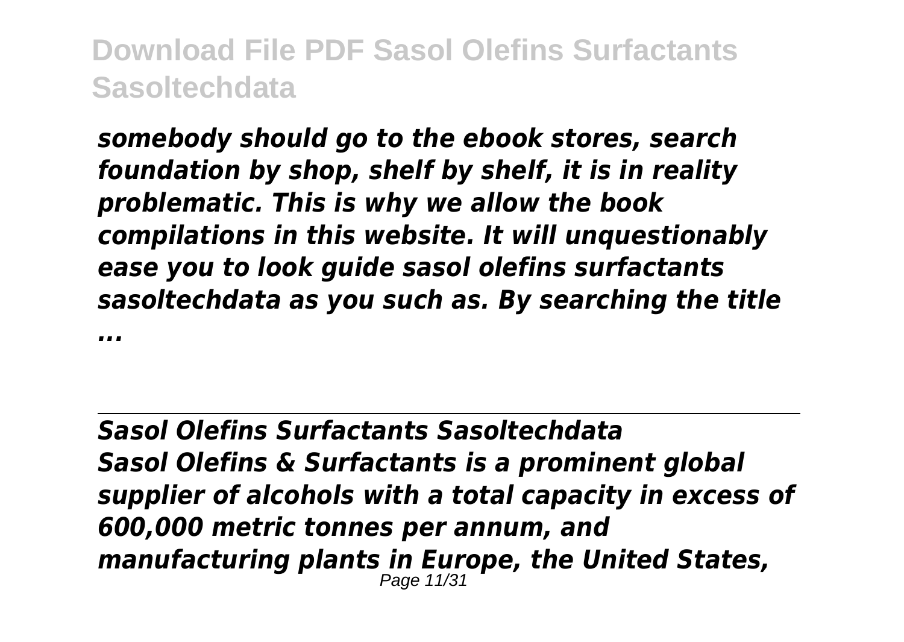*somebody should go to the ebook stores, search foundation by shop, shelf by shelf, it is in reality problematic. This is why we allow the book compilations in this website. It will unquestionably ease you to look guide sasol olefins surfactants sasoltechdata as you such as. By searching the title ...*

## *Sasol Olefins Surfactants Sasoltechdata*

*Sasol Olefins & Surfactants is a prominent global supplier of alcohols with a total capacity in excess of 600,000 metric tonnes per annum, and manufacturing plants in Europe, the United States,*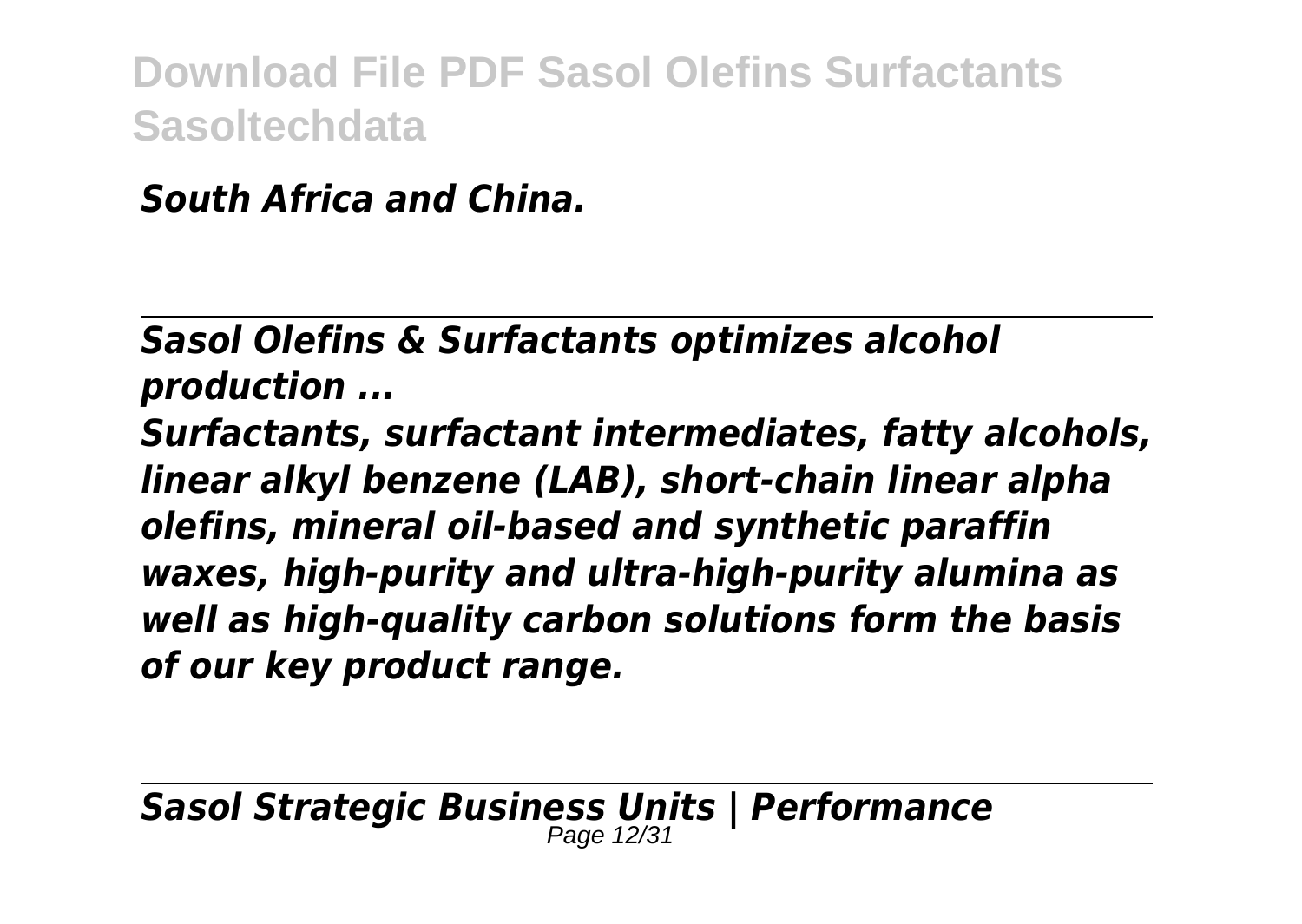*South Africa and China.*

---

*Sasol Olefins & Surfactants optimizes alcohol production ...*

*Surfactants, surfactant intermediates, fatty alcohols, linear alkyl benzene (LAB), short-chain linear alpha olefins, mineral oil-based and synthetic paraffin waxes, high-purity and ultra-high-purity alumina as well as high-quality carbon solutions form the basis of our key product range.*

---

*Sasol Strategic Business Units | Performance*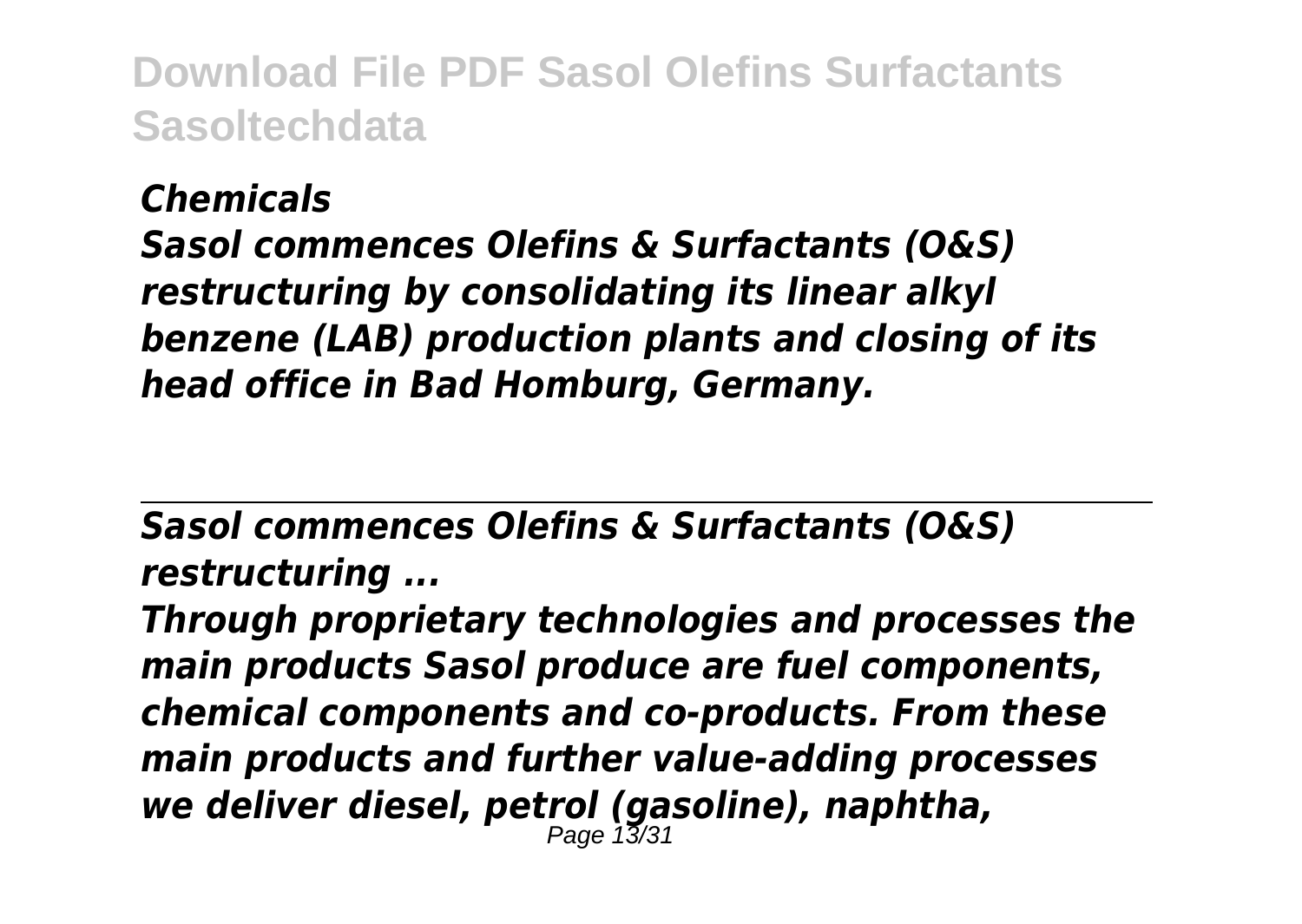*Chemicals*

*Sasol commences Olefins & Surfactants (O&S) restructuring by consolidating its linear alkyl benzene (LAB) production plants and closing of its head office in Bad Homburg, Germany.*

---

*Sasol commences Olefins & Surfactants (O&S) restructuring ...*

*Through proprietary technologies and processes the main products Sasol produce are fuel components, chemical components and co-products. From these main products and further value-adding processes we deliver diesel, petrol (gasoline), naphtha,*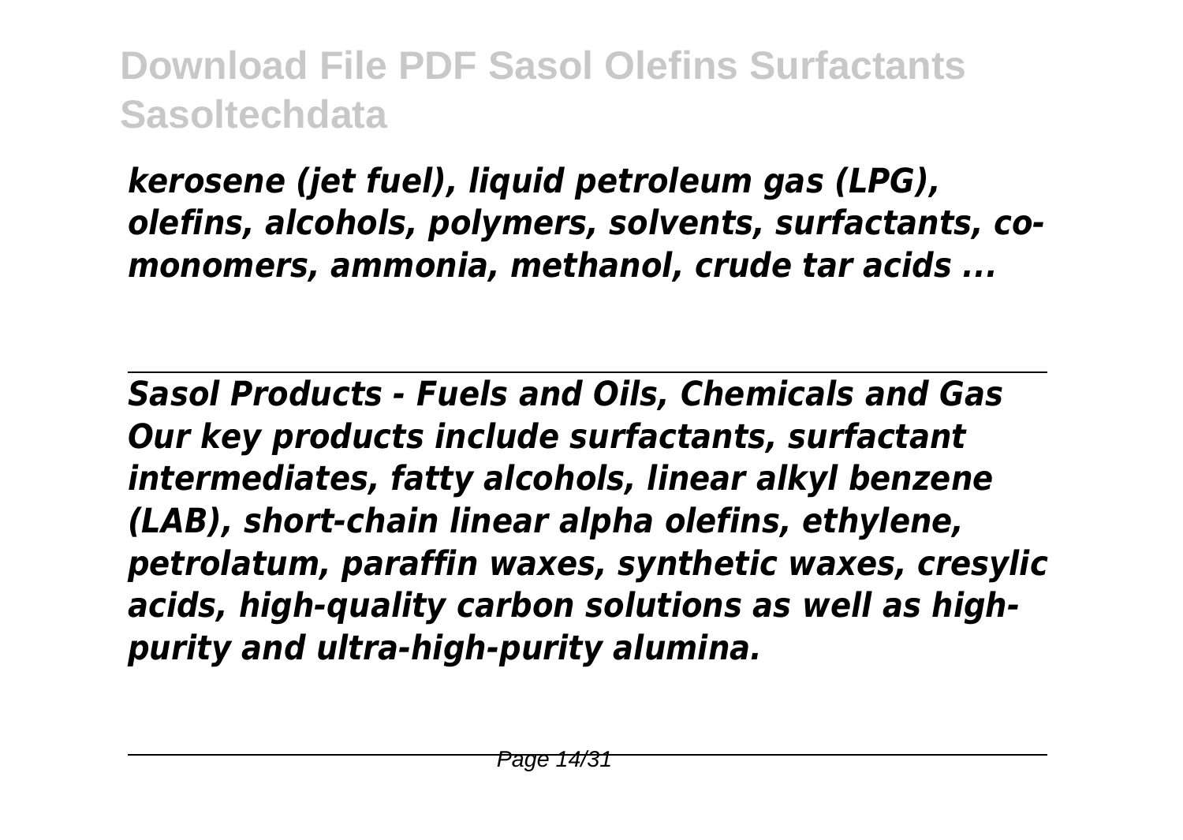*kerosene (jet fuel), liquid petroleum gas (LPG), olefins, alcohols, polymers, solvents, surfactants, co-monomers, ammonia, methanol, crude tar acids ...*

---

*Sasol Products - Fuels and Oils, Chemicals and Gas*
*Our key products include surfactants, surfactant intermediates, fatty alcohols, linear alkyl benzene (LAB), short-chain linear alpha olefins, ethylene, petrolatum, paraffin waxes, synthetic waxes, cresylic acids, high-quality carbon solutions as well as high-purity and ultra-high-purity alumina.*

---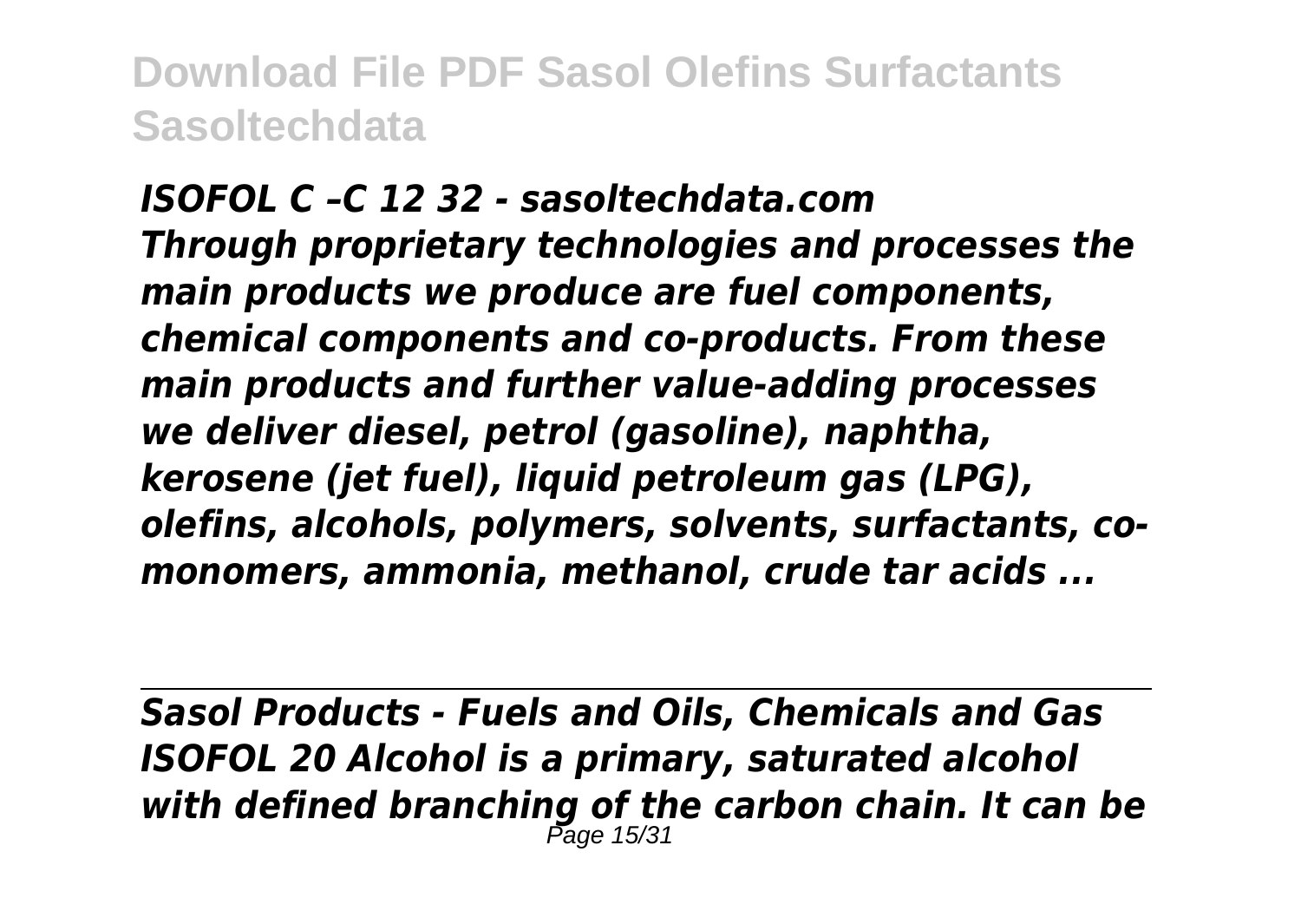*ISOFOL C –C 12 32 - sasoltechdata.com*
***Through proprietary technologies and processes the main products we produce are fuel components, chemical components and co-products. From these main products and further value-adding processes we deliver diesel, petrol (gasoline), naphtha, kerosene (jet fuel), liquid petroleum gas (LPG), olefins, alcohols, polymers, solvents, surfactants, co-monomers, ammonia, methanol, crude tar acids ...***

*Sasol Products - Fuels and Oils, Chemicals and Gas*
***ISOFOL 20 Alcohol is a primary, saturated alcohol with defined branching of the carbon chain. It can be***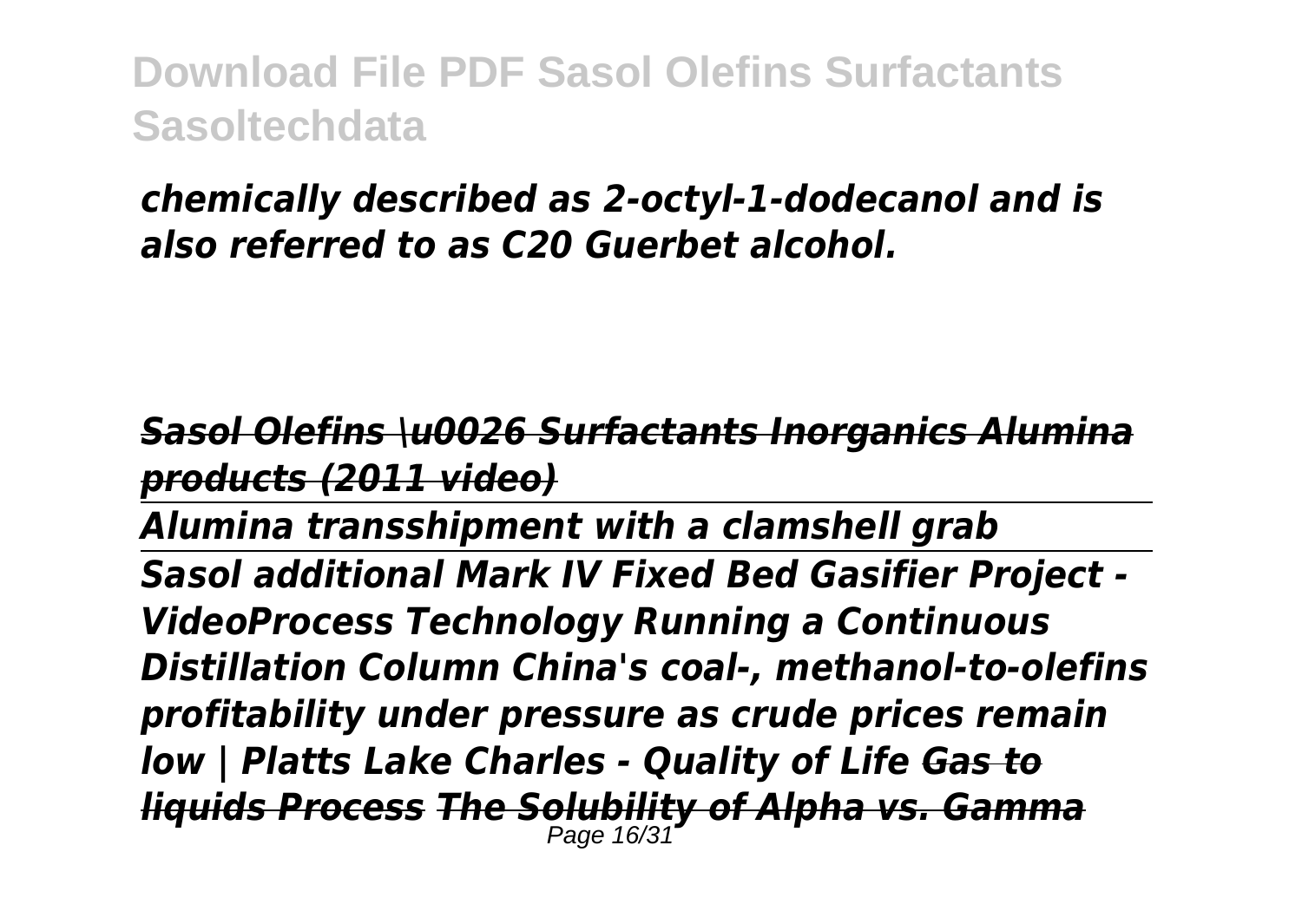*chemically described as 2-octyl-1-dodecanol and is also referred to as C20 Guerbet alcohol.*

***~~Sasol Olefins \u0026 Surfactants Inorganics Alumina products (2011 video)~~***

***Alumina transshipment with a clamshell grab***

***Sasol additional Mark IV Fixed Bed Gasifier Project - VideoProcess Technology Running a Continuous Distillation Column China's coal-, methanol-to-olefins profitability under pressure as crude prices remain low | Platts Lake Charles - Quality of Life ~~Gas to liquids Process~~ ~~The Solubility of Alpha vs. Gamma~~***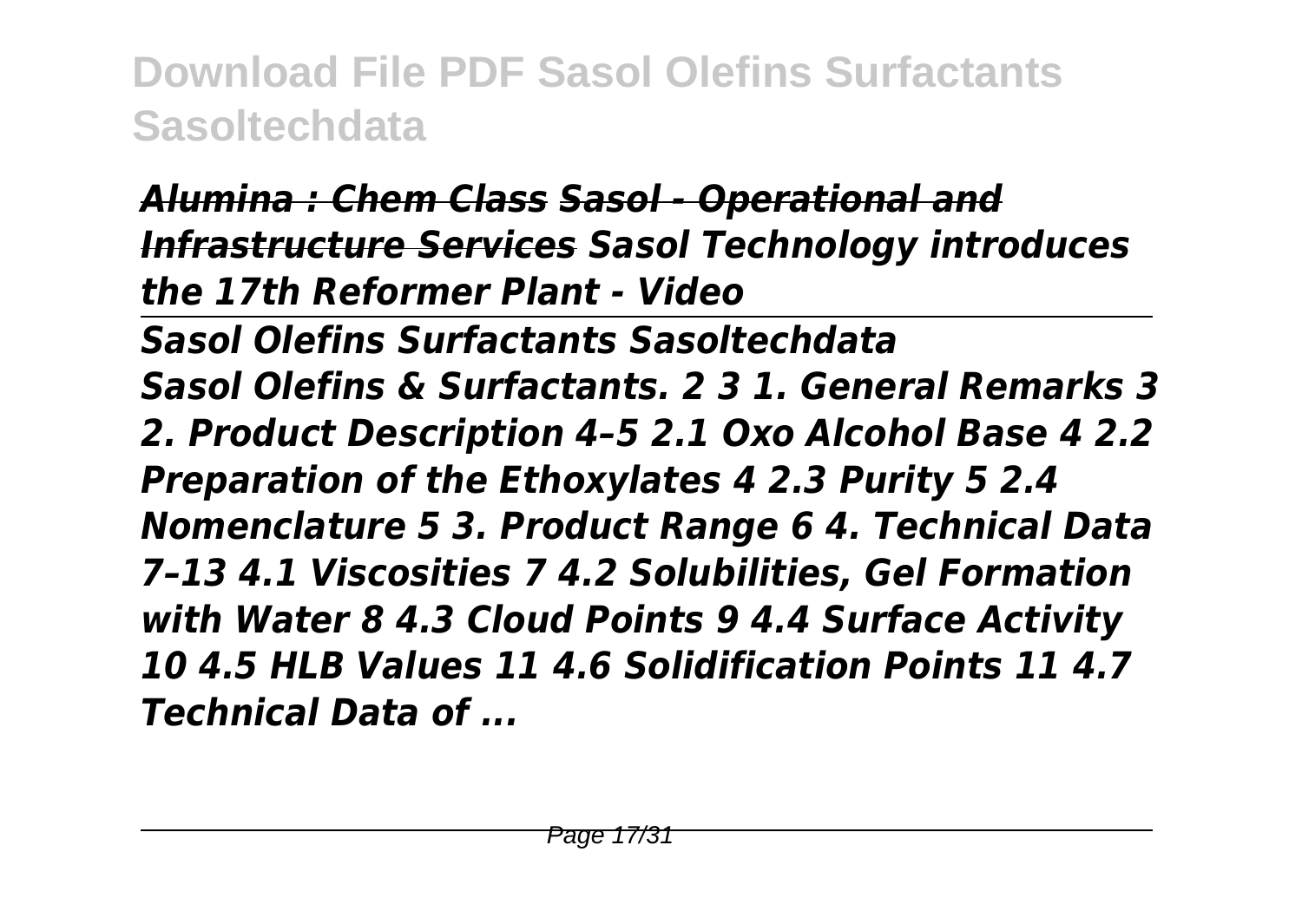*~~Alumina : Chem Class~~ ~~Sasol - Operational and Infrastructure Services~~ Sasol Technology introduces the 17th Reformer Plant - Video*

---

*Sasol Olefins Surfactants Sasoltechdata*

*Sasol Olefins & Surfactants. 2 3 1. General Remarks 3 2. Product Description 4–5 2.1 Oxo Alcohol Base 4 2.2 Preparation of the Ethoxylates 4 2.3 Purity 5 2.4 Nomenclature 5 3. Product Range 6 4. Technical Data 7–13 4.1 Viscosities 7 4.2 Solubilities, Gel Formation with Water 8 4.3 Cloud Points 9 4.4 Surface Activity 10 4.5 HLB Values 11 4.6 Solidification Points 11 4.7 Technical Data of ...*

---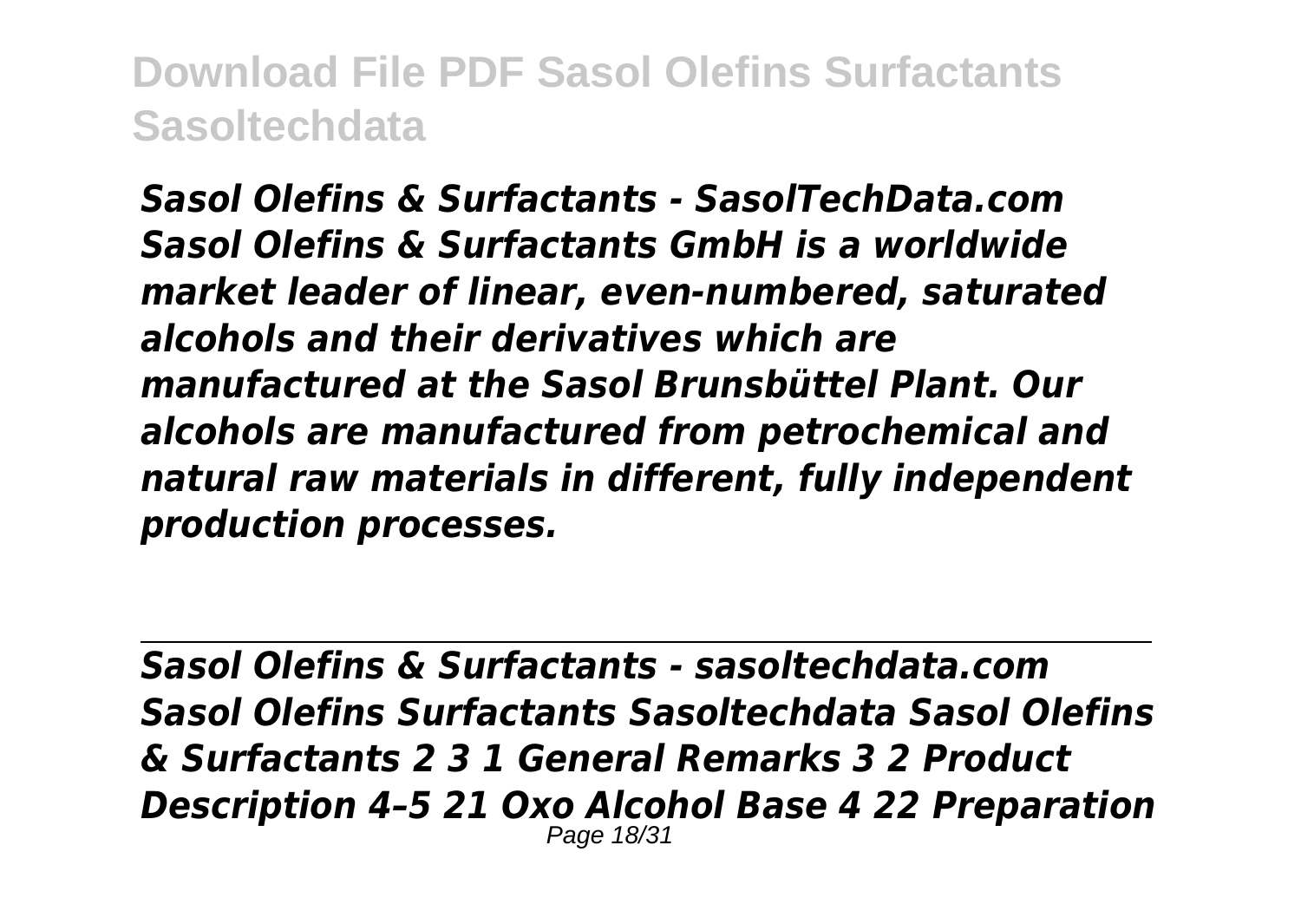*Sasol Olefins & Surfactants - SasolTechData.com Sasol Olefins & Surfactants GmbH is a worldwide market leader of linear, even-numbered, saturated alcohols and their derivatives which are manufactured at the Sasol Brunsbüttel Plant. Our alcohols are manufactured from petrochemical and natural raw materials in different, fully independent production processes.*

---

*Sasol Olefins & Surfactants - sasoltechdata.com*

*Sasol Olefins Surfactants Sasoltechdata Sasol Olefins & Surfactants 2 3 1 General Remarks 3 2 Product Description 4–5 21 Oxo Alcohol Base 4 22 Preparation*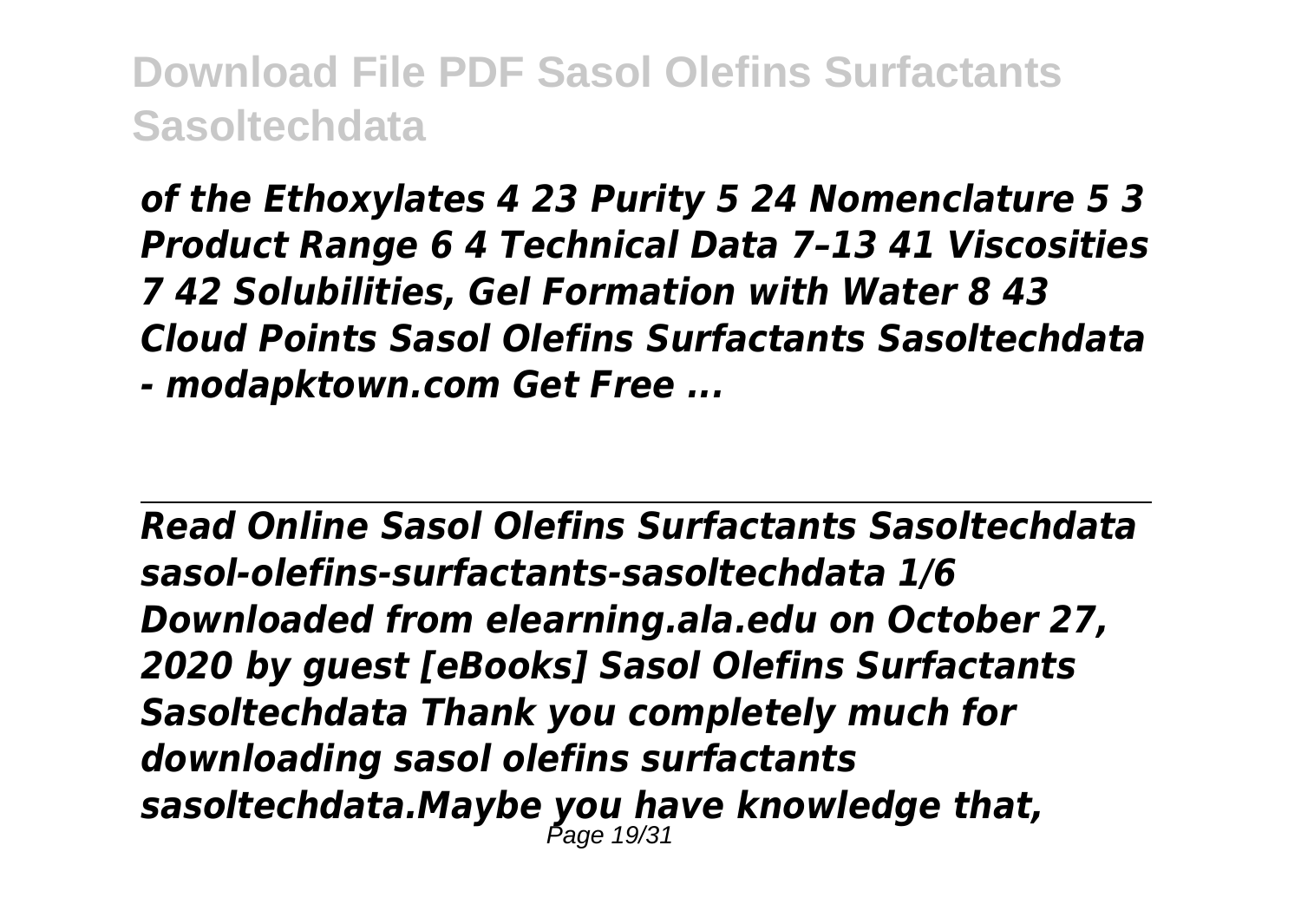*of the Ethoxylates 4 23 Purity 5 24 Nomenclature 5 3 Product Range 6 4 Technical Data 7–13 41 Viscosities 7 42 Solubilities, Gel Formation with Water 8 43 Cloud Points Sasol Olefins Surfactants Sasoltechdata - modapktown.com Get Free ...*

---

*Read Online Sasol Olefins Surfactants Sasoltechdata sasol-olefins-surfactants-sasoltechdata 1/6 Downloaded from elearning.ala.edu on October 27, 2020 by guest [eBooks] Sasol Olefins Surfactants Sasoltechdata Thank you completely much for downloading sasol olefins surfactants sasoltechdata.Maybe you have knowledge that,*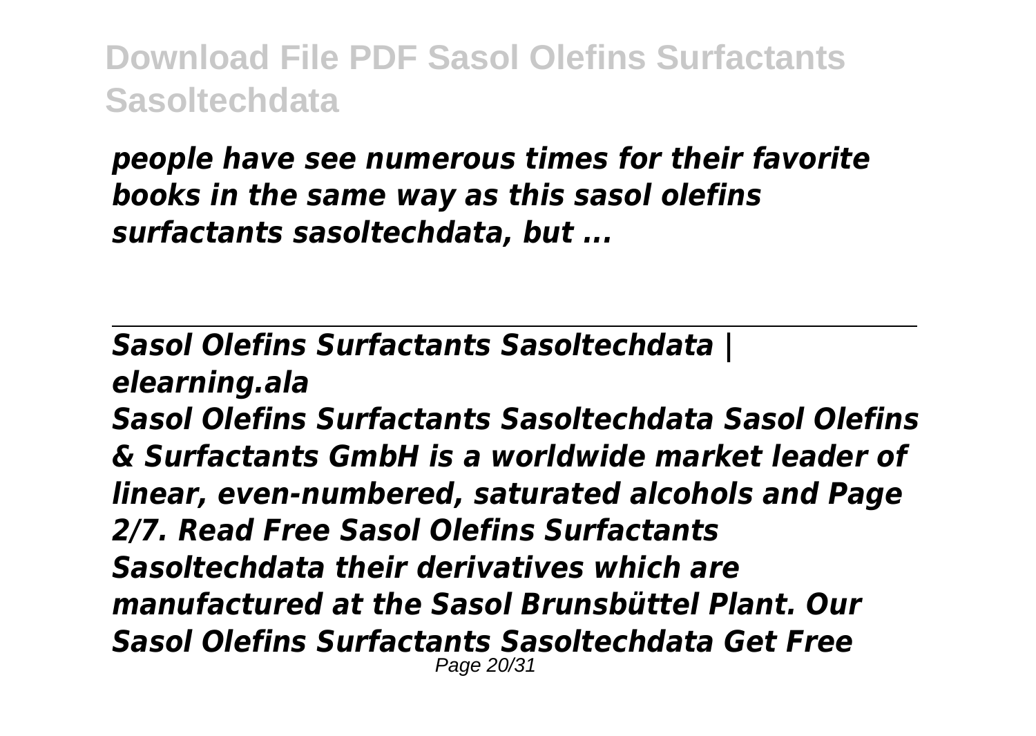*people have see numerous times for their favorite books in the same way as this sasol olefins surfactants sasoltechdata, but ...*

---

*Sasol Olefins Surfactants Sasoltechdata | elearning.ala*

*Sasol Olefins Surfactants Sasoltechdata Sasol Olefins & Surfactants GmbH is a worldwide market leader of linear, even-numbered, saturated alcohols and Page 2/7. Read Free Sasol Olefins Surfactants Sasoltechdata their derivatives which are manufactured at the Sasol Brunsbüttel Plant. Our Sasol Olefins Surfactants Sasoltechdata Get Free*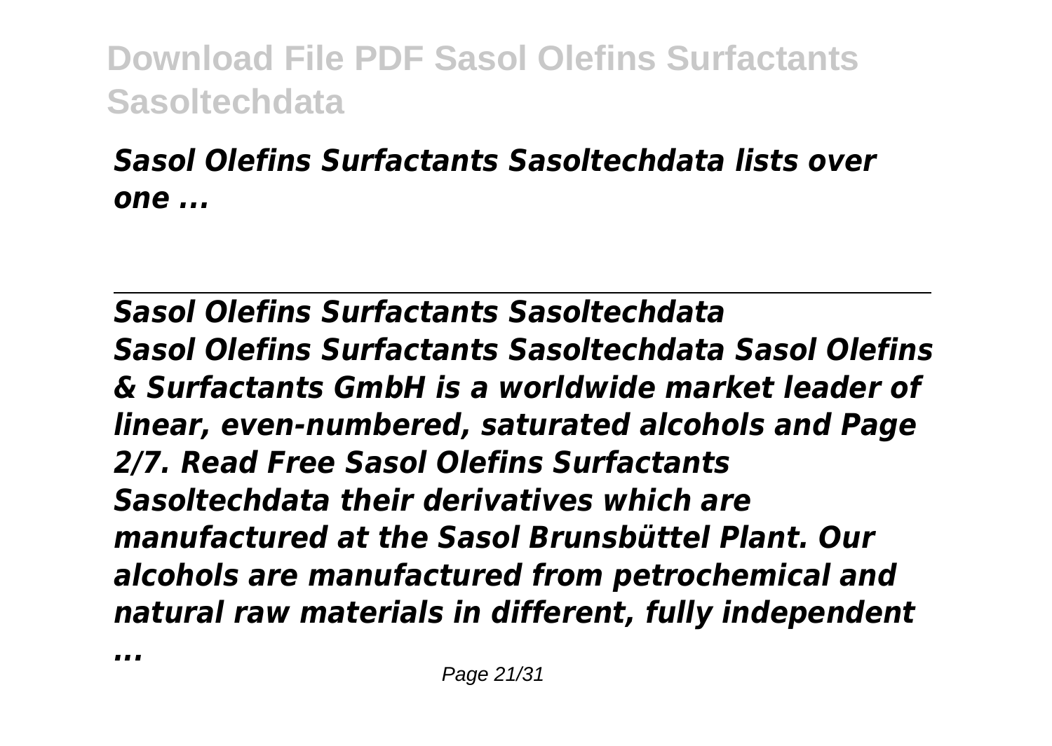*Sasol Olefins Surfactants Sasoltechdata lists over one ...*

---

## *Sasol Olefins Surfactants Sasoltechdata*

*Sasol Olefins Surfactants Sasoltechdata Sasol Olefins & Surfactants GmbH is a worldwide market leader of linear, even-numbered, saturated alcohols and Page 2/7. Read Free Sasol Olefins Surfactants Sasoltechdata their derivatives which are manufactured at the Sasol Brunsbüttel Plant. Our alcohols are manufactured from petrochemical and natural raw materials in different, fully independent ...*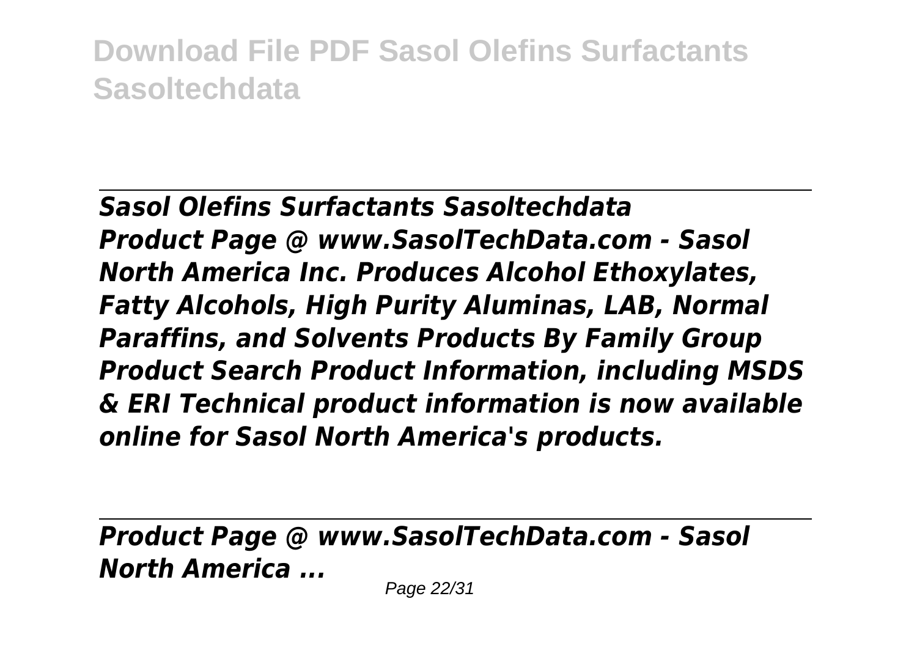***Sasol Olefins Surfactants Sasoltechdata***

***Product Page @ www.SasolTechData.com - Sasol North America Inc. Produces Alcohol Ethoxylates, Fatty Alcohols, High Purity Aluminas, LAB, Normal Paraffins, and Solvents Products By Family Group Product Search Product Information, including MSDS & ERI Technical product information is now available online for Sasol North America's products.***

***Product Page @ www.SasolTechData.com - Sasol North America ...***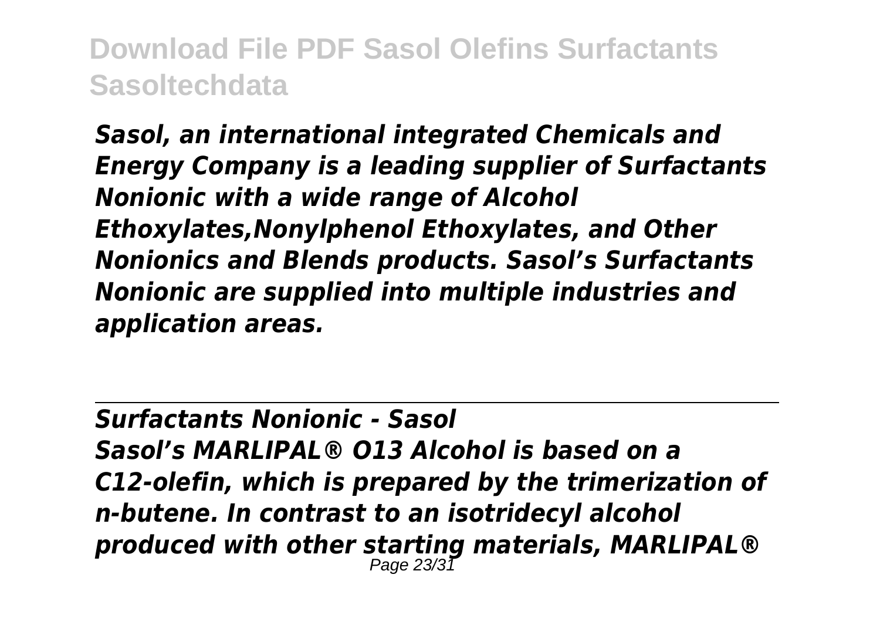*Sasol, an international integrated Chemicals and Energy Company is a leading supplier of Surfactants Nonionic with a wide range of Alcohol Ethoxylates,Nonylphenol Ethoxylates, and Other Nonionics and Blends products. Sasol's Surfactants Nonionic are supplied into multiple industries and application areas.*

## *Surfactants Nonionic - Sasol*

*Sasol's MARLIPAL® O13 Alcohol is based on a C12-olefin, which is prepared by the trimerization of n-butene. In contrast to an isotridecyl alcohol produced with other starting materials, MARLIPAL®*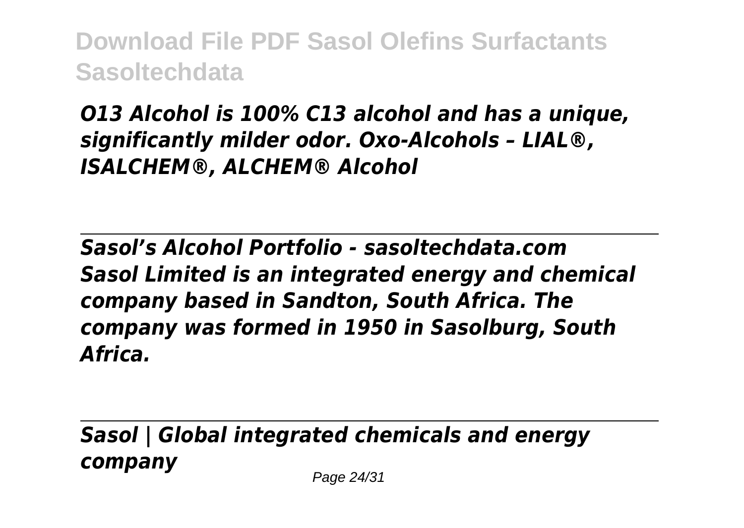*O13 Alcohol is 100% C13 alcohol and has a unique, significantly milder odor. Oxo-Alcohols – LIAL®, ISALCHEM®, ALCHEM® Alcohol*

## *Sasol's Alcohol Portfolio - sasoltechdata.com*

*Sasol Limited is an integrated energy and chemical company based in Sandton, South Africa. The company was formed in 1950 in Sasolburg, South Africa.*

## *Sasol | Global integrated chemicals and energy company*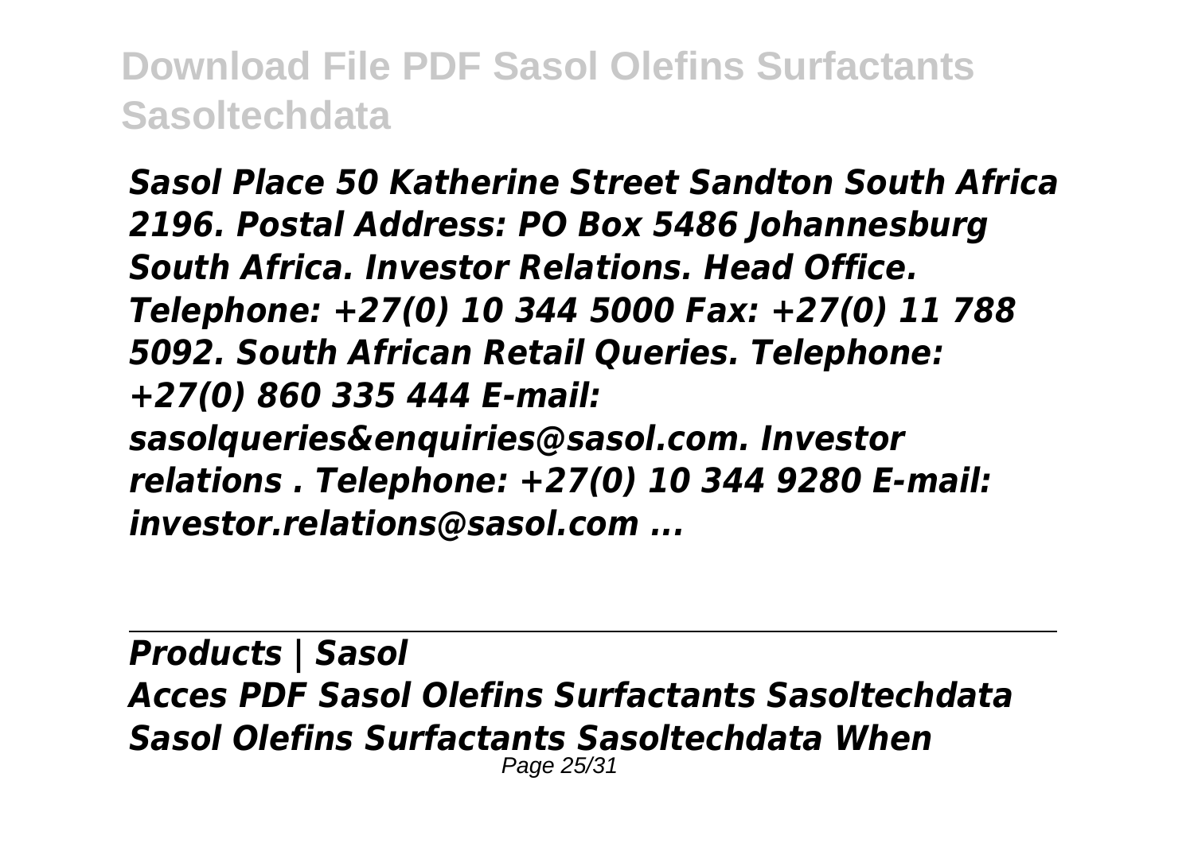*Sasol Place 50 Katherine Street Sandton South Africa 2196. Postal Address: PO Box 5486 Johannesburg South Africa. Investor Relations. Head Office. Telephone: +27(0) 10 344 5000 Fax: +27(0) 11 788 5092. South African Retail Queries. Telephone: +27(0) 860 335 444 E-mail: sasolqueries&enquiries@sasol.com. Investor relations . Telephone: +27(0) 10 344 9280 E-mail: investor.relations@sasol.com ...*

---

## *Products | Sasol*

*Acces PDF Sasol Olefins Surfactants Sasoltechdata Sasol Olefins Surfactants Sasoltechdata When*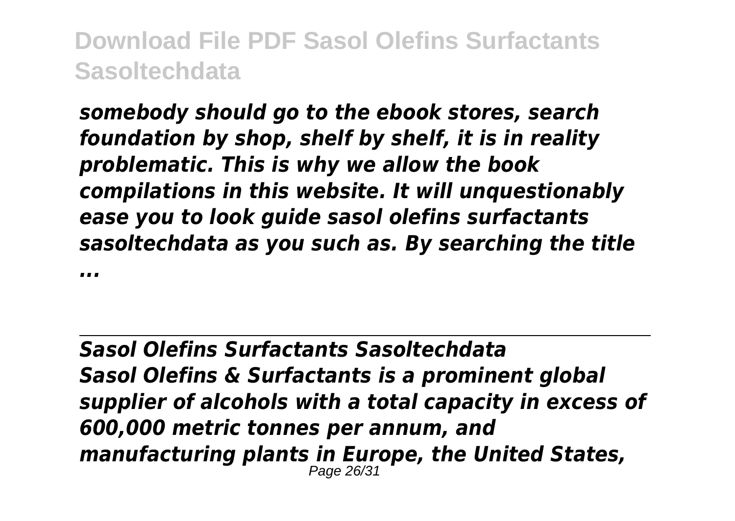*somebody should go to the ebook stores, search foundation by shop, shelf by shelf, it is in reality problematic. This is why we allow the book compilations in this website. It will unquestionably ease you to look guide sasol olefins surfactants sasoltechdata as you such as. By searching the title ...*

## *Sasol Olefins Surfactants Sasoltechdata*

*Sasol Olefins & Surfactants is a prominent global supplier of alcohols with a total capacity in excess of 600,000 metric tonnes per annum, and manufacturing plants in Europe, the United States,*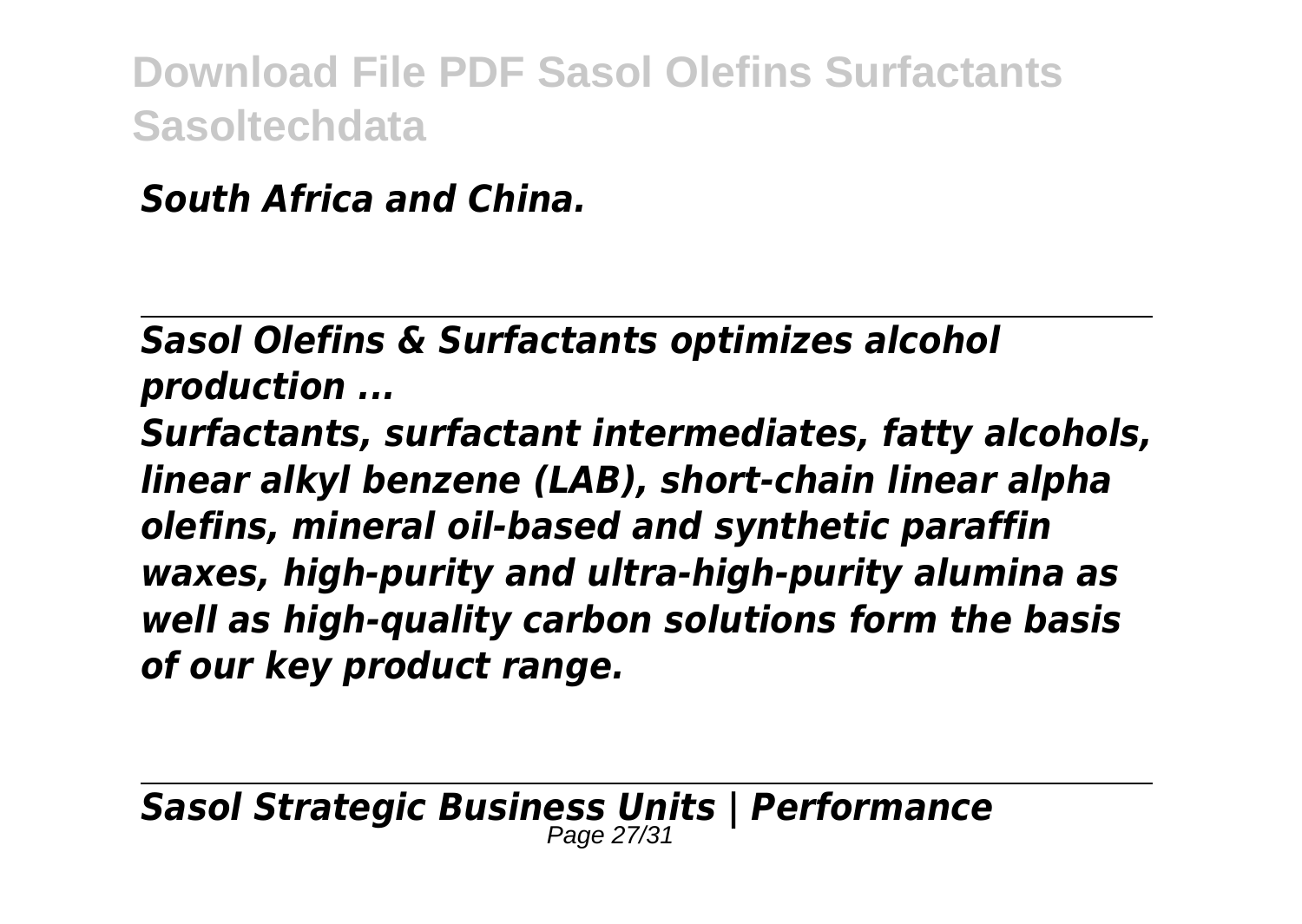*South Africa and China.*

---

*Sasol Olefins & Surfactants optimizes alcohol production ...*

*Surfactants, surfactant intermediates, fatty alcohols, linear alkyl benzene (LAB), short-chain linear alpha olefins, mineral oil-based and synthetic paraffin waxes, high-purity and ultra-high-purity alumina as well as high-quality carbon solutions form the basis of our key product range.*

---

*Sasol Strategic Business Units | Performance*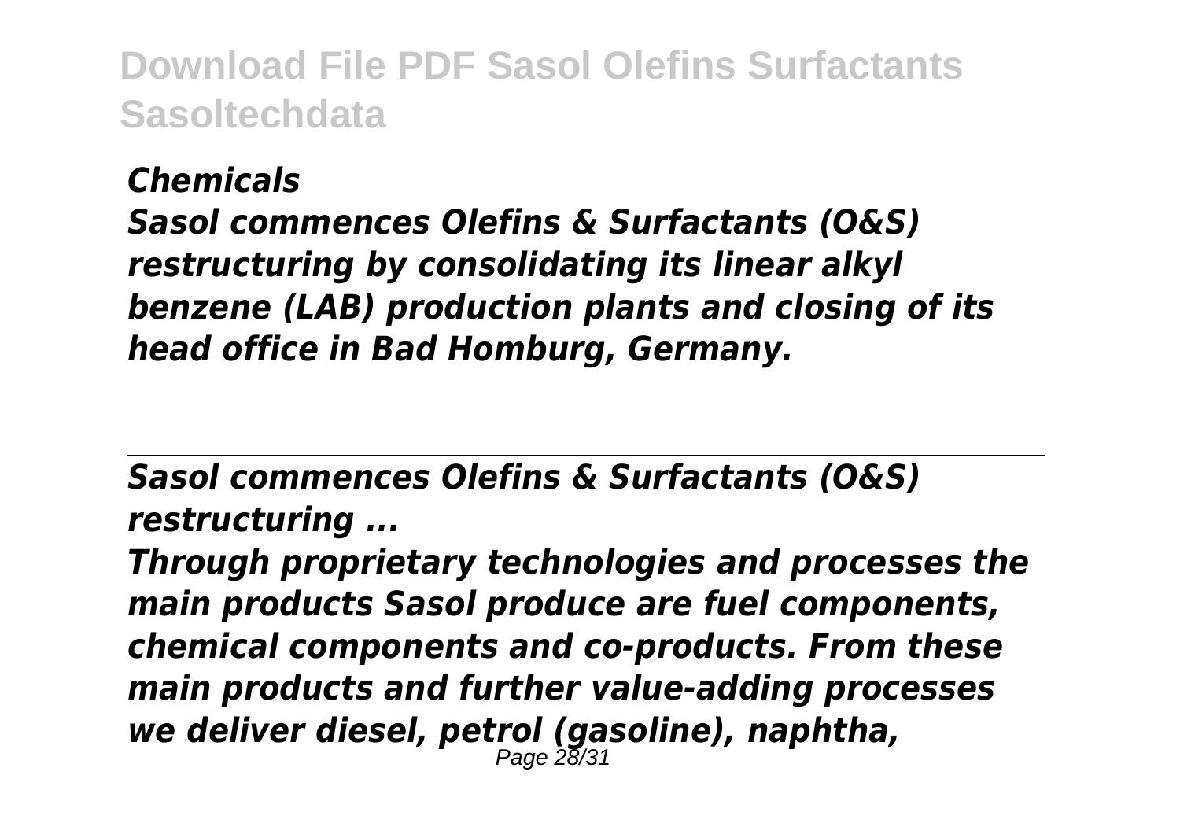*Chemicals*

*Sasol commences Olefins & Surfactants (O&S) restructuring by consolidating its linear alkyl benzene (LAB) production plants and closing of its head office in Bad Homburg, Germany.*

---

*Sasol commences Olefins & Surfactants (O&S) restructuring ...*

*Through proprietary technologies and processes the main products Sasol produce are fuel components, chemical components and co-products. From these main products and further value-adding processes we deliver diesel, petrol (gasoline), naphtha,*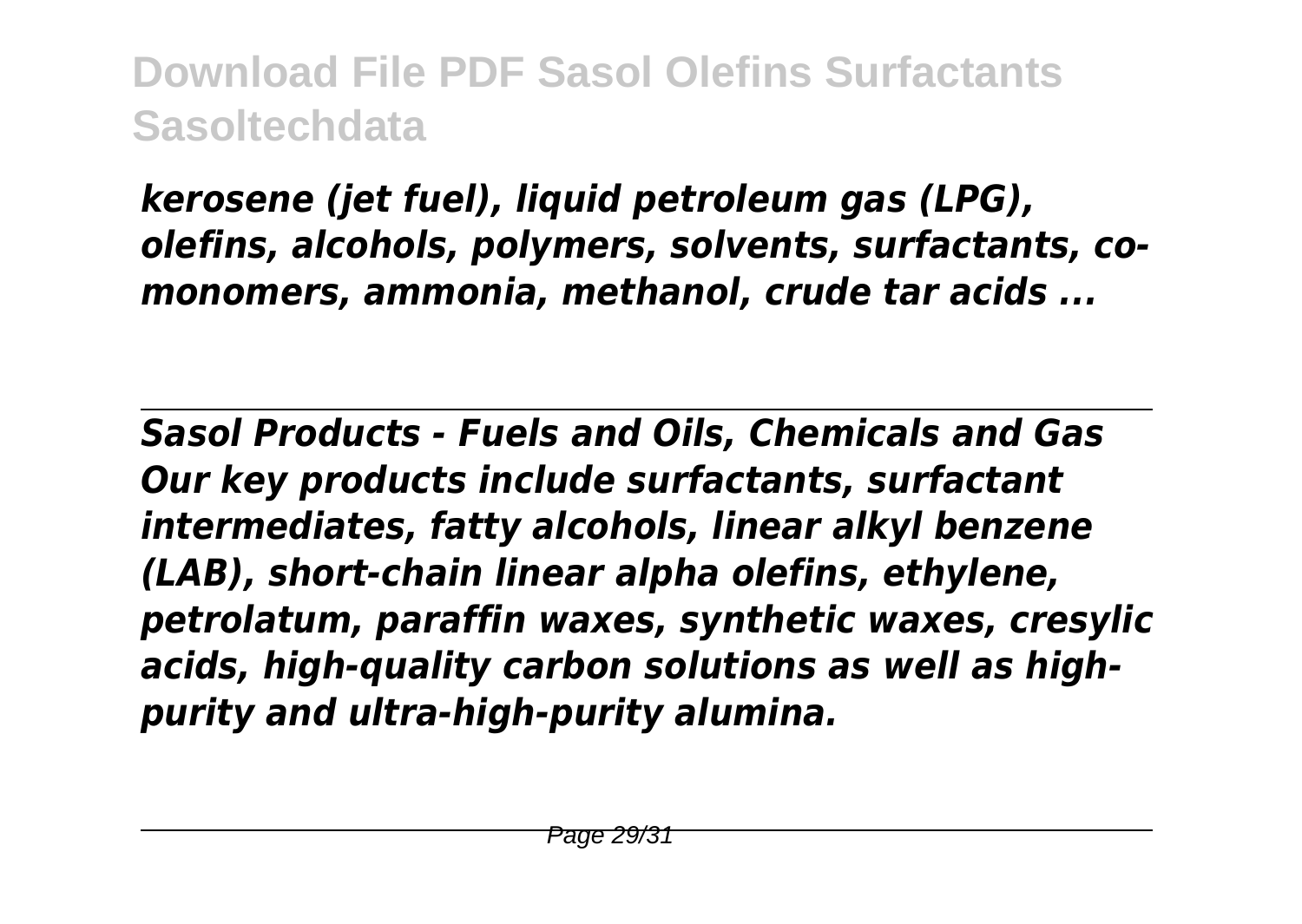*kerosene (jet fuel), liquid petroleum gas (LPG), olefins, alcohols, polymers, solvents, surfactants, co-monomers, ammonia, methanol, crude tar acids ...*

---

*Sasol Products - Fuels and Oils, Chemicals and Gas*
*Our key products include surfactants, surfactant intermediates, fatty alcohols, linear alkyl benzene (LAB), short-chain linear alpha olefins, ethylene, petrolatum, paraffin waxes, synthetic waxes, cresylic acids, high-quality carbon solutions as well as high-purity and ultra-high-purity alumina.*

---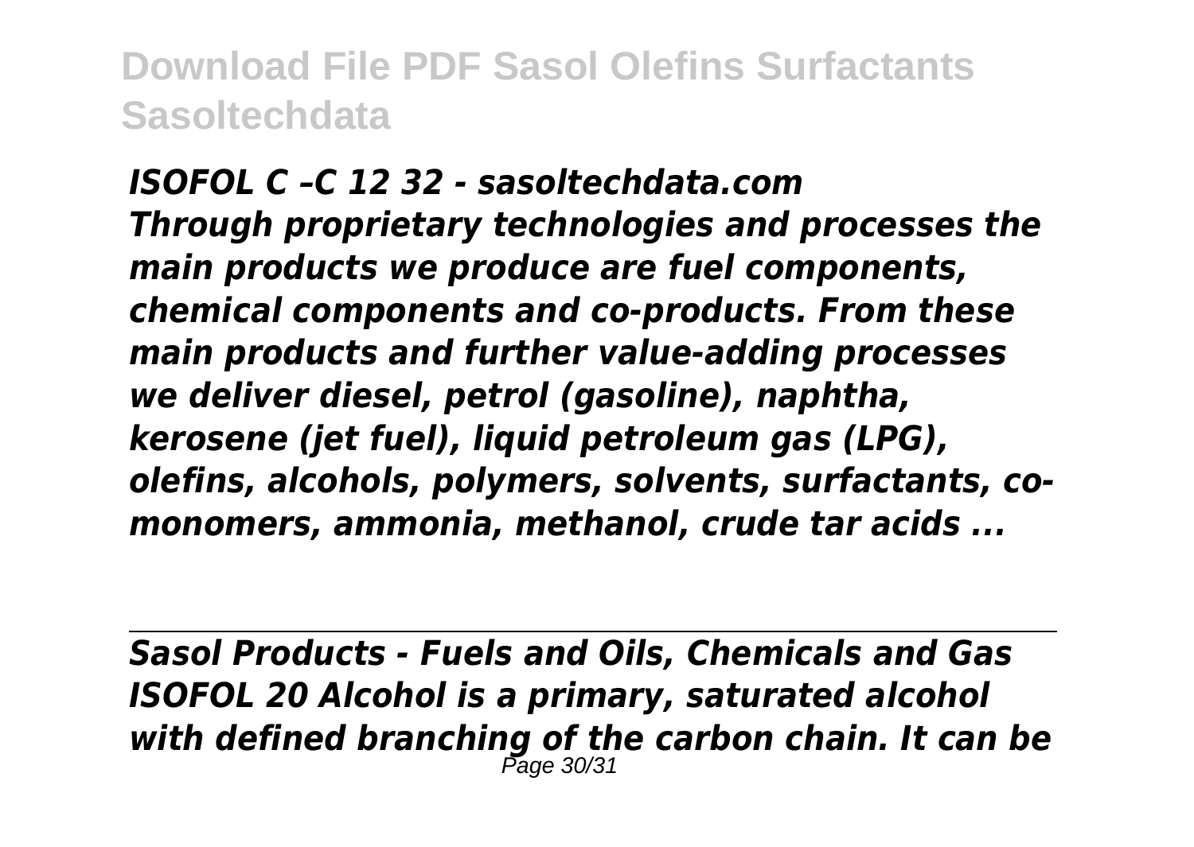*ISOFOL C –C 12 32 - sasoltechdata.com*
*Through proprietary technologies and processes the main products we produce are fuel components, chemical components and co-products. From these main products and further value-adding processes we deliver diesel, petrol (gasoline), naphtha, kerosene (jet fuel), liquid petroleum gas (LPG), olefins, alcohols, polymers, solvents, surfactants, co-monomers, ammonia, methanol, crude tar acids ...*

---

*Sasol Products - Fuels and Oils, Chemicals and Gas*
*ISOFOL 20 Alcohol is a primary, saturated alcohol with defined branching of the carbon chain. It can be*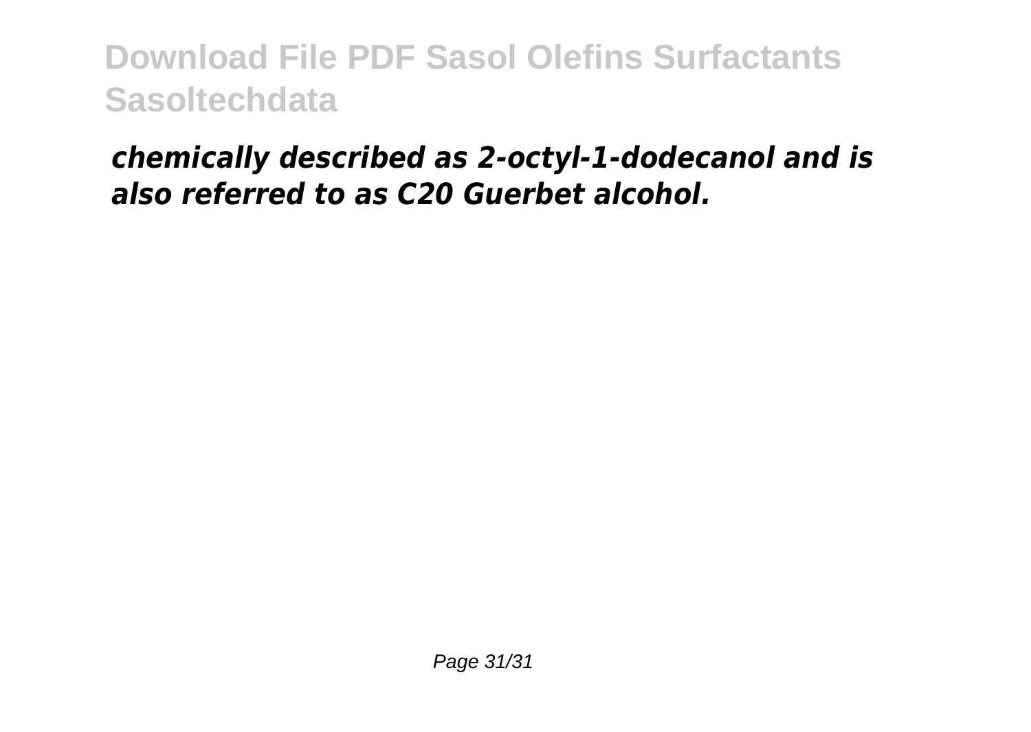***chemically described as 2-octyl-1-dodecanol and is also referred to as C20 Guerbet alcohol.***